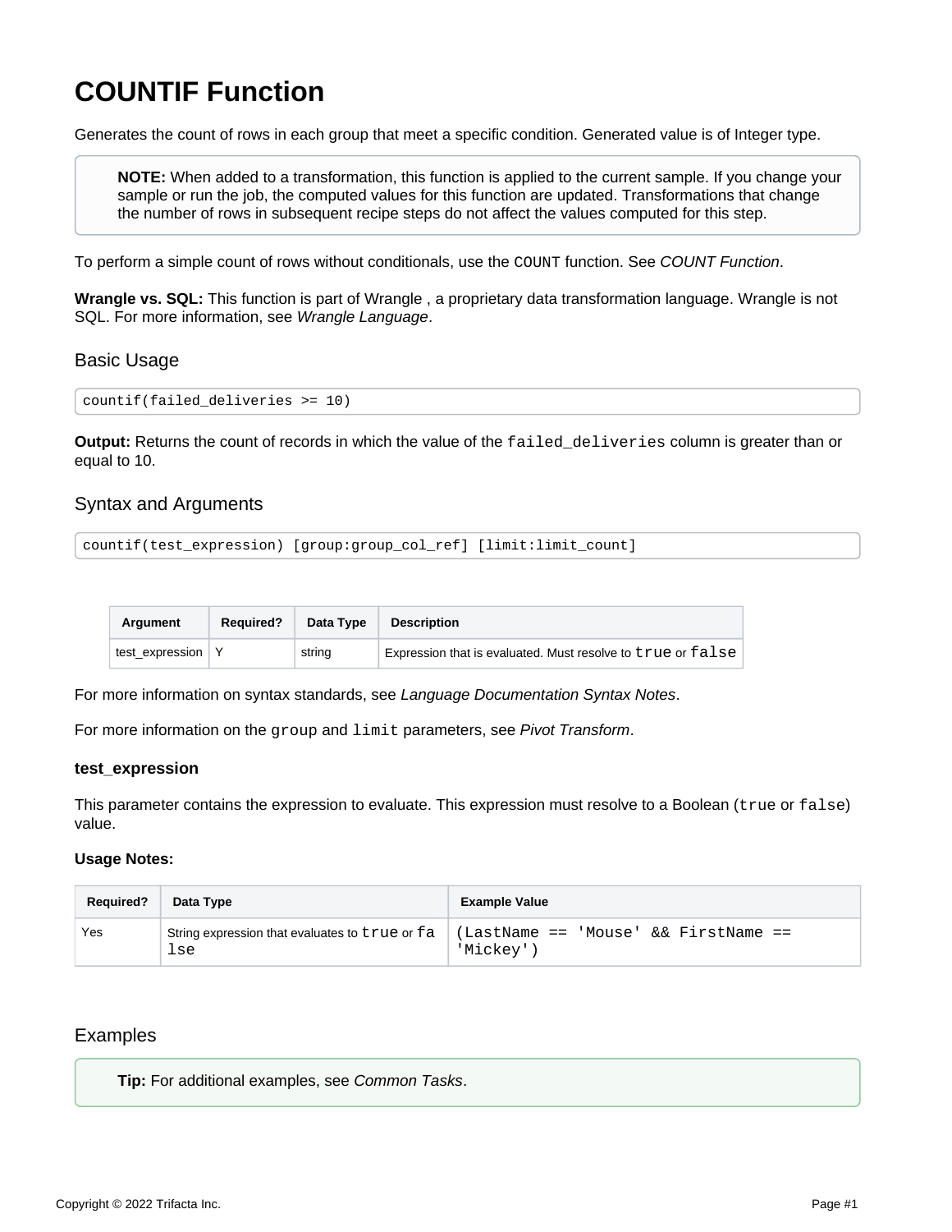# COUNTIF Function

Generates the count of rows in each group that meet a specific condition. Generated value is of Integer type.

> **NOTE:** When added to a transformation, this function is applied to the current sample. If you change your sample or run the job, the computed values for this function are updated. Transformations that change the number of rows in subsequent recipe steps do not affect the values computed for this step.

To perform a simple count of rows without conditionals, use the `COUNT` function. See *COUNT Function*.

**Wrangle vs. SQL:** This function is part of Wrangle , a proprietary data transformation language. Wrangle is not SQL. For more information, see *Wrangle Language*.

## Basic Usage

```
countif(failed_deliveries >= 10)
```

**Output:** Returns the count of records in which the value of the `failed_deliveries` column is greater than or equal to 10.

## Syntax and Arguments

```
countif(test_expression) [group:group_col_ref] [limit:limit_count]
```

| Argument | Required? | Data Type | Description |
| --- | --- | --- | --- |
| test_expression | Y | string | Expression that is evaluated. Must resolve to `true` or `false` |

For more information on syntax standards, see *Language Documentation Syntax Notes*.

For more information on the `group` and `limit` parameters, see *Pivot Transform*.

### test_expression

This parameter contains the expression to evaluate. This expression must resolve to a Boolean (`true` or `false`) value.

**Usage Notes:**

| Required? | Data Type | Example Value |
| --- | --- | --- |
| Yes | String expression that evaluates to `true` or `false` | `(LastName == 'Mouse' && FirstName == 'Mickey')` |

## Examples

> **Tip:** For additional examples, see *Common Tasks*.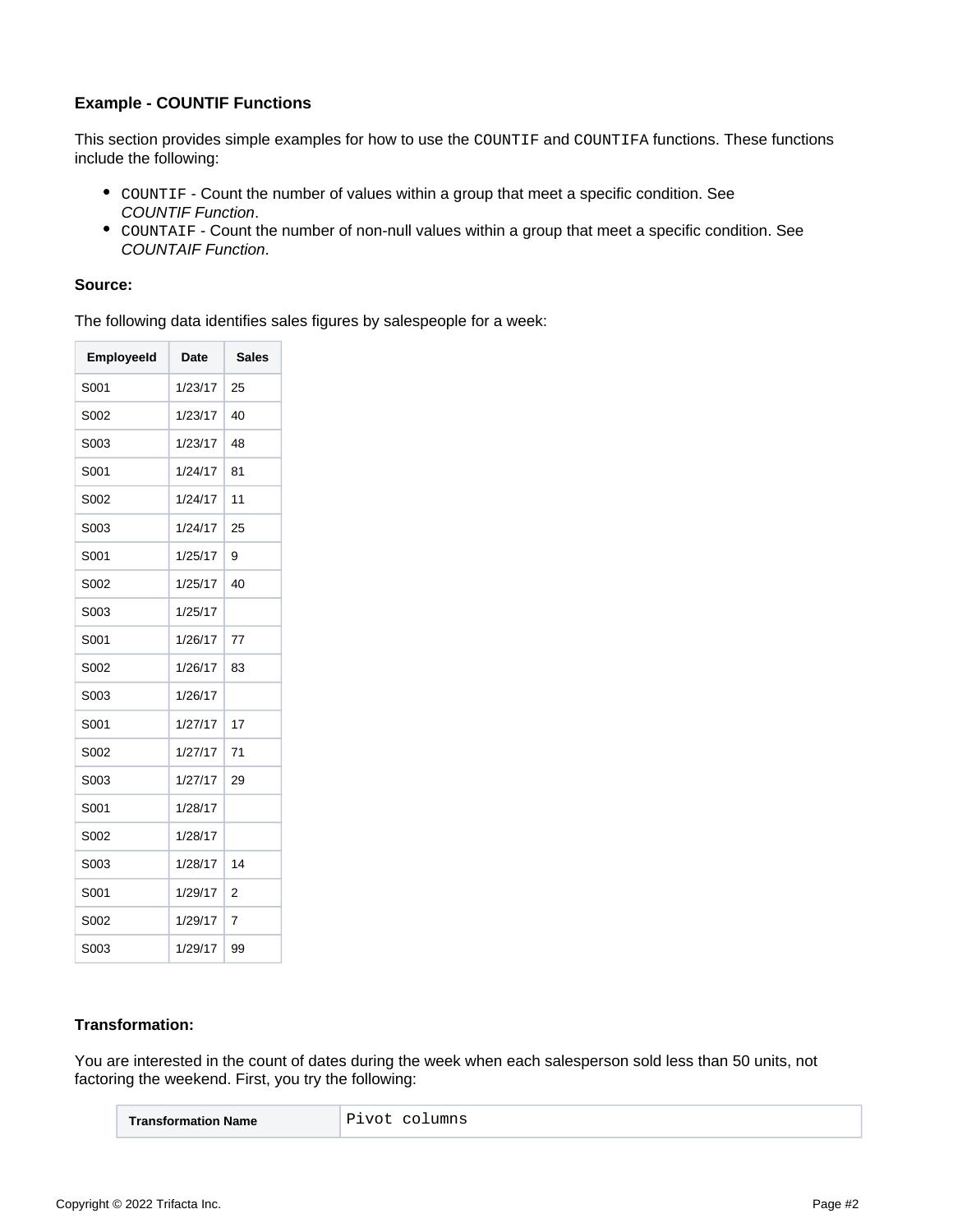### Example - COUNTIF Functions

This section provides simple examples for how to use the `COUNTIF` and `COUNTIFA` functions. These functions include the following:

- `COUNTIF` - Count the number of values within a group that meet a specific condition. See *COUNTIF Function*.
- `COUNTAIF` - Count the number of non-null values within a group that meet a specific condition. See *COUNTAIF Function*.

**Source:**

The following data identifies sales figures by salespeople for a week:

| EmployeeId | Date | Sales |
|---|---|---|
| S001 | 1/23/17 | 25 |
| S002 | 1/23/17 | 40 |
| S003 | 1/23/17 | 48 |
| S001 | 1/24/17 | 81 |
| S002 | 1/24/17 | 11 |
| S003 | 1/24/17 | 25 |
| S001 | 1/25/17 | 9 |
| S002 | 1/25/17 | 40 |
| S003 | 1/25/17 | |
| S001 | 1/26/17 | 77 |
| S002 | 1/26/17 | 83 |
| S003 | 1/26/17 | |
| S001 | 1/27/17 | 17 |
| S002 | 1/27/17 | 71 |
| S003 | 1/27/17 | 29 |
| S001 | 1/28/17 | |
| S002 | 1/28/17 | |
| S003 | 1/28/17 | 14 |
| S001 | 1/29/17 | 2 |
| S002 | 1/29/17 | 7 |
| S003 | 1/29/17 | 99 |

**Transformation:**

You are interested in the count of dates during the week when each salesperson sold less than 50 units, not factoring the weekend. First, you try the following:

| Transformation Name | `Pivot columns` |
|---|---|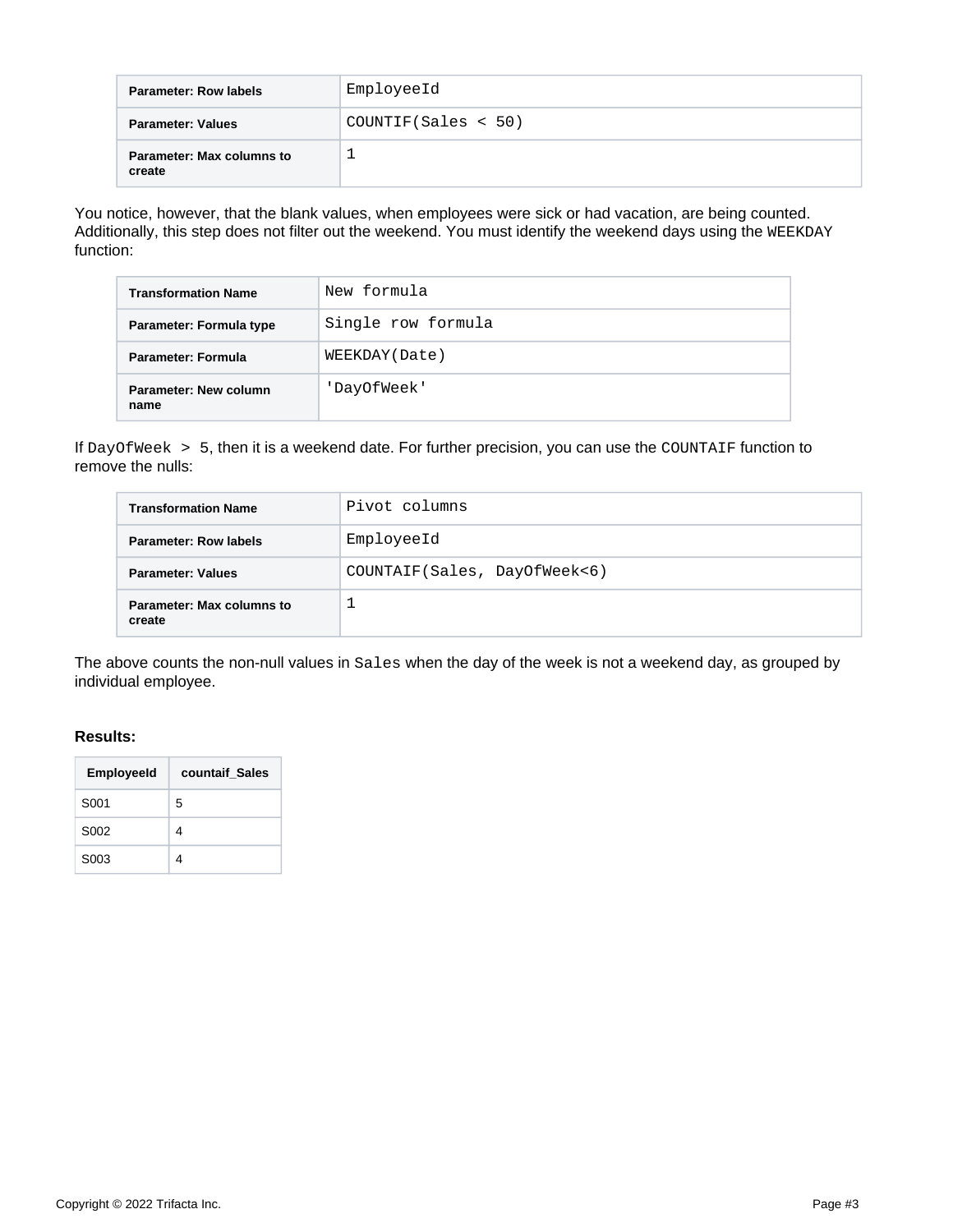| | |
|---|---|
| **Parameter: Row labels** | `EmployeeId` |
| **Parameter: Values** | `COUNTIF(Sales < 50)` |
| **Parameter: Max columns to create** | `1` |

You notice, however, that the blank values, when employees were sick or had vacation, are being counted. Additionally, this step does not filter out the weekend. You must identify the weekend days using the `WEEKDAY` function:

| | |
|---|---|
| **Transformation Name** | `New formula` |
| **Parameter: Formula type** | `Single row formula` |
| **Parameter: Formula** | `WEEKDAY(Date)` |
| **Parameter: New column name** | `'DayOfWeek'` |

If `DayOfWeek > 5`, then it is a weekend date. For further precision, you can use the `COUNTAIF` function to remove the nulls:

| | |
|---|---|
| **Transformation Name** | `Pivot columns` |
| **Parameter: Row labels** | `EmployeeId` |
| **Parameter: Values** | `COUNTAIF(Sales, DayOfWeek<6)` |
| **Parameter: Max columns to create** | `1` |

The above counts the non-null values in `Sales` when the day of the week is not a weekend day, as grouped by individual employee.

**Results:**

| EmployeeId | countaif_Sales |
|---|---|
| S001 | 5 |
| S002 | 4 |
| S003 | 4 |